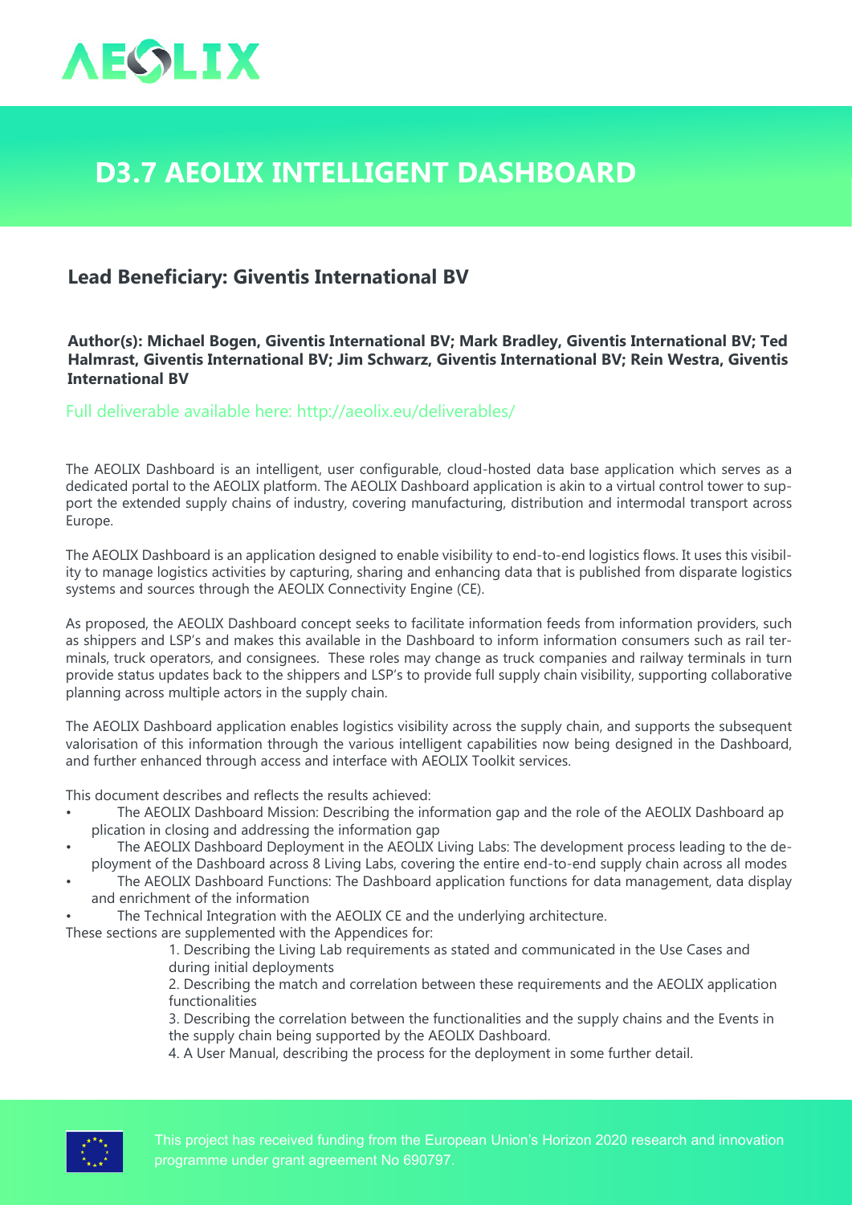# D3.7 AEOLIX INTELLIGENT DASHBOARD

## Lead Beneficiary: Giventis International BV

**Author(s): Michael Bogen, Giventis International BV; Mark Bradley, Giventis International BV; Ted Halmrast, Giventis International BV; Jim Schwarz, Giventis International BV; Rein Westra, Giventis International BV**

Full deliverable available here: http://aeolix.eu/deliverables/

The AEOLIX Dashboard is an intelligent, user configurable, cloud-hosted data base application which serves as a dedicated portal to the AEOLIX platform. The AEOLIX Dashboard application is akin to a virtual control tower to support the extended supply chains of industry, covering manufacturing, distribution and intermodal transport across Europe.

The AEOLIX Dashboard is an application designed to enable visibility to end-to-end logistics flows. It uses this visibility to manage logistics activities by capturing, sharing and enhancing data that is published from disparate logistics systems and sources through the AEOLIX Connectivity Engine (CE).

As proposed, the AEOLIX Dashboard concept seeks to facilitate information feeds from information providers, such as shippers and LSP's and makes this available in the Dashboard to inform information consumers such as rail terminals, truck operators, and consignees. These roles may change as truck companies and railway terminals in turn provide status updates back to the shippers and LSP's to provide full supply chain visibility, supporting collaborative planning across multiple actors in the supply chain.

The AEOLIX Dashboard application enables logistics visibility across the supply chain, and supports the subsequent valorisation of this information through the various intelligent capabilities now being designed in the Dashboard, and further enhanced through access and interface with AEOLIX Toolkit services.

This document describes and reflects the results achieved:

- The AEOLIX Dashboard Mission: Describing the information gap and the role of the AEOLIX Dashboard application in closing and addressing the information gap
- The AEOLIX Dashboard Deployment in the AEOLIX Living Labs: The development process leading to the deployment of the Dashboard across 8 Living Labs, covering the entire end-to-end supply chain across all modes
- The AEOLIX Dashboard Functions: The Dashboard application functions for data management, data display and enrichment of the information
- The Technical Integration with the AEOLIX CE and the underlying architecture.

These sections are supplemented with the Appendices for:

1. Describing the Living Lab requirements as stated and communicated in the Use Cases and during initial deployments
2. Describing the match and correlation between these requirements and the AEOLIX application functionalities
3. Describing the correlation between the functionalities and the supply chains and the Events in the supply chain being supported by the AEOLIX Dashboard.
4. A User Manual, describing the process for the deployment in some further detail.

This project has received funding from the European Union's Horizon 2020 research and innovation programme under grant agreement No 690797.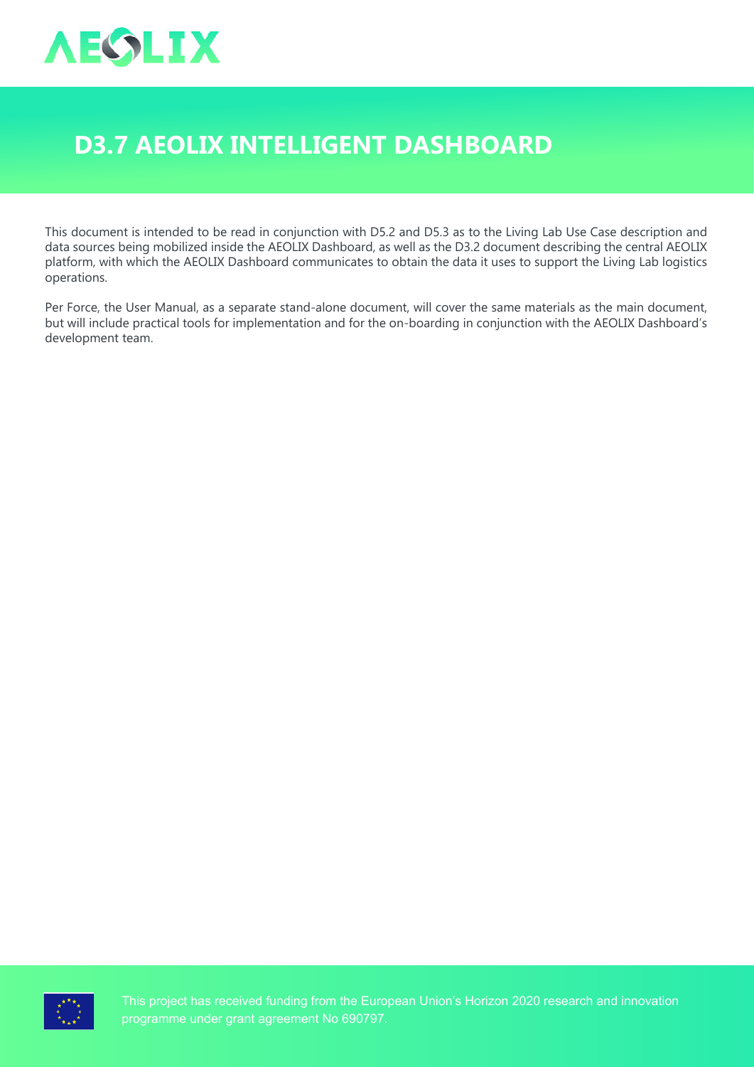# D3.7 AEOLIX INTELLIGENT DASHBOARD

This document is intended to be read in conjunction with D5.2 and D5.3 as to the Living Lab Use Case description and data sources being mobilized inside the AEOLIX Dashboard, as well as the D3.2 document describing the central AEOLIX platform, with which the AEOLIX Dashboard communicates to obtain the data it uses to support the Living Lab logistics operations.

Per Force, the User Manual, as a separate stand-alone document, will cover the same materials as the main document, but will include practical tools for implementation and for the on-boarding in conjunction with the AEOLIX Dashboard's development team.

This project has received funding from the European Union's Horizon 2020 research and innovation programme under grant agreement No 690797.